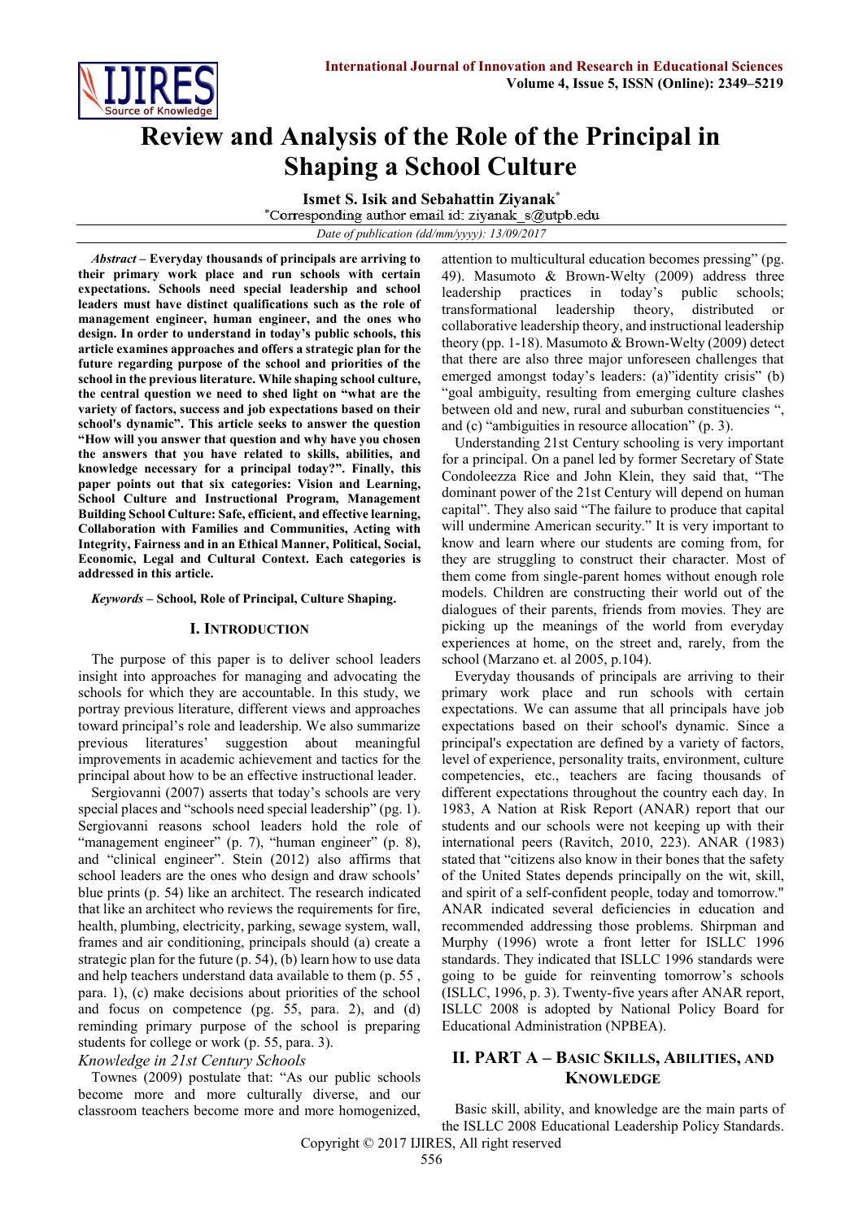# Review and Analysis of the Role of the Principal in Shaping a School Culture

**Ismet S. Isik and Sebahattin Ziyanak***

*Corresponding author email id: ziyanak_s@utpb.edu

*Date of publication (dd/mm/yyyy): 13/09/2017*

***Abstract* – Everyday thousands of principals are arriving to their primary work place and run schools with certain expectations. Schools need special leadership and school leaders must have distinct qualifications such as the role of management engineer, human engineer, and the ones who design. In order to understand in today's public schools, this article examines approaches and offers a strategic plan for the future regarding purpose of the school and priorities of the school in the previous literature. While shaping school culture, the central question we need to shed light on "what are the variety of factors, success and job expectations based on their school's dynamic". This article seeks to answer the question "How will you answer that question and why have you chosen the answers that you have related to skills, abilities, and knowledge necessary for a principal today?". Finally, this paper points out that six categories: Vision and Learning, School Culture and Instructional Program, Management Building School Culture: Safe, efficient, and effective learning, Collaboration with Families and Communities, Acting with Integrity, Fairness and in an Ethical Manner, Political, Social, Economic, Legal and Cultural Context. Each categories is addressed in this article.**

***Keywords* – School, Role of Principal, Culture Shaping.**

## I. Introduction

The purpose of this paper is to deliver school leaders insight into approaches for managing and advocating the schools for which they are accountable. In this study, we portray previous literature, different views and approaches toward principal's role and leadership. We also summarize previous literatures' suggestion about meaningful improvements in academic achievement and tactics for the principal about how to be an effective instructional leader.

Sergiovanni (2007) asserts that today's schools are very special places and "schools need special leadership" (pg. 1). Sergiovanni reasons school leaders hold the role of "management engineer" (p. 7), "human engineer" (p. 8), and "clinical engineer". Stein (2012) also affirms that school leaders are the ones who design and draw schools' blue prints (p. 54) like an architect. The research indicated that like an architect who reviews the requirements for fire, health, plumbing, electricity, parking, sewage system, wall, frames and air conditioning, principals should (a) create a strategic plan for the future (p. 54), (b) learn how to use data and help teachers understand data available to them (p. 55 , para. 1), (c) make decisions about priorities of the school and focus on competence (pg. 55, para. 2), and (d) reminding primary purpose of the school is preparing students for college or work (p. 55, para. 3).

### *Knowledge in 21st Century Schools*

Townes (2009) postulate that: "As our public schools become more and more culturally diverse, and our classroom teachers become more and more homogenized, attention to multicultural education becomes pressing" (pg. 49). Masumoto & Brown-Welty (2009) address three leadership practices in today's public schools; transformational leadership theory, distributed or collaborative leadership theory, and instructional leadership theory (pp. 1-18). Masumoto & Brown-Welty (2009) detect that there are also three major unforeseen challenges that emerged amongst today's leaders: (a)"identity crisis" (b) "goal ambiguity, resulting from emerging culture clashes between old and new, rural and suburban constituencies ", and (c) "ambiguities in resource allocation" (p. 3).

Understanding 21st Century schooling is very important for a principal. On a panel led by former Secretary of State Condoleezza Rice and John Klein, they said that, "The dominant power of the 21st Century will depend on human capital". They also said "The failure to produce that capital will undermine American security." It is very important to know and learn where our students are coming from, for they are struggling to construct their character. Most of them come from single-parent homes without enough role models. Children are constructing their world out of the dialogues of their parents, friends from movies. They are picking up the meanings of the world from everyday experiences at home, on the street and, rarely, from the school (Marzano et. al 2005, p.104).

Everyday thousands of principals are arriving to their primary work place and run schools with certain expectations. We can assume that all principals have job expectations based on their school's dynamic. Since a principal's expectation are defined by a variety of factors, level of experience, personality traits, environment, culture competencies, etc., teachers are facing thousands of different expectations throughout the country each day. In 1983, A Nation at Risk Report (ANAR) report that our students and our schools were not keeping up with their international peers (Ravitch, 2010, 223). ANAR (1983) stated that "citizens also know in their bones that the safety of the United States depends principally on the wit, skill, and spirit of a self-confident people, today and tomorrow." ANAR indicated several deficiencies in education and recommended addressing those problems. Shirpman and Murphy (1996) wrote a front letter for ISLLC 1996 standards. They indicated that ISLLC 1996 standards were going to be guide for reinventing tomorrow's schools (ISLLC, 1996, p. 3). Twenty-five years after ANAR report, ISLLC 2008 is adopted by National Policy Board for Educational Administration (NPBEA).

## II. Part A – Basic Skills, Abilities, and Knowledge

Basic skill, ability, and knowledge are the main parts of the ISLLC 2008 Educational Leadership Policy Standards.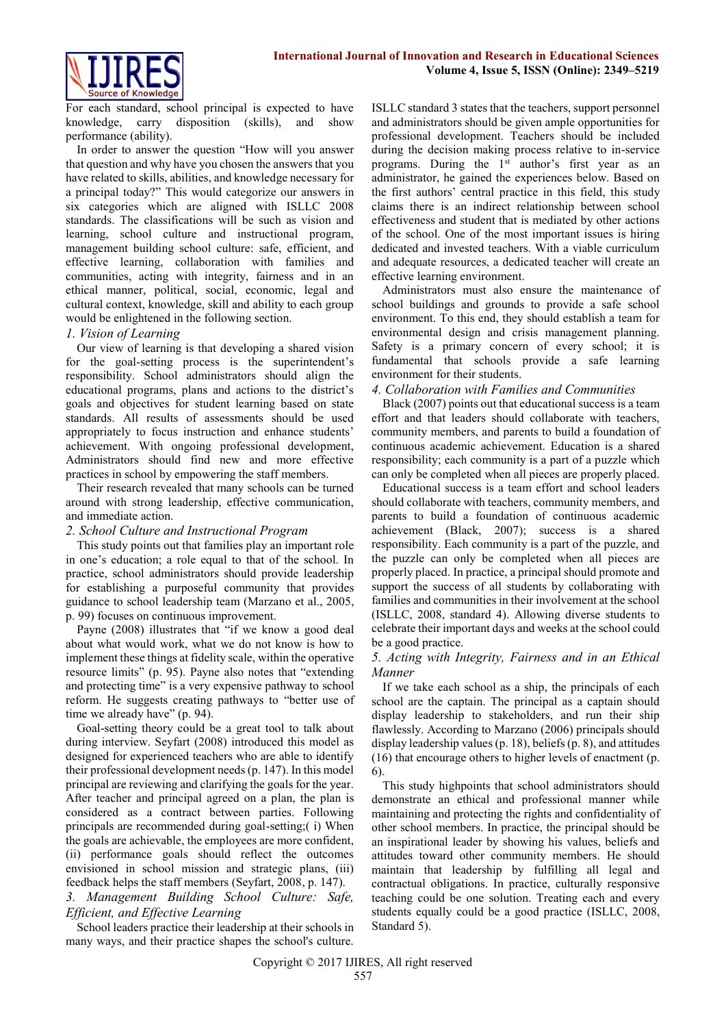For each standard, school principal is expected to have knowledge, carry disposition (skills), and show performance (ability).

In order to answer the question "How will you answer that question and why have you chosen the answers that you have related to skills, abilities, and knowledge necessary for a principal today?" This would categorize our answers in six categories which are aligned with ISLLC 2008 standards. The classifications will be such as vision and learning, school culture and instructional program, management building school culture: safe, efficient, and effective learning, collaboration with families and communities, acting with integrity, fairness and in an ethical manner, political, social, economic, legal and cultural context, knowledge, skill and ability to each group would be enlightened in the following section.

### *1. Vision of Learning*

Our view of learning is that developing a shared vision for the goal-setting process is the superintendent's responsibility. School administrators should align the educational programs, plans and actions to the district's goals and objectives for student learning based on state standards. All results of assessments should be used appropriately to focus instruction and enhance students' achievement. With ongoing professional development, Administrators should find new and more effective practices in school by empowering the staff members.

Their research revealed that many schools can be turned around with strong leadership, effective communication, and immediate action.

### *2. School Culture and Instructional Program*

This study points out that families play an important role in one's education; a role equal to that of the school. In practice, school administrators should provide leadership for establishing a purposeful community that provides guidance to school leadership team (Marzano et al., 2005, p. 99) focuses on continuous improvement.

Payne (2008) illustrates that "if we know a good deal about what would work, what we do not know is how to implement these things at fidelity scale, within the operative resource limits" (p. 95). Payne also notes that "extending and protecting time" is a very expensive pathway to school reform. He suggests creating pathways to "better use of time we already have" (p. 94).

Goal-setting theory could be a great tool to talk about during interview. Seyfart (2008) introduced this model as designed for experienced teachers who are able to identify their professional development needs (p. 147). In this model principal are reviewing and clarifying the goals for the year. After teacher and principal agreed on a plan, the plan is considered as a contract between parties. Following principals are recommended during goal-setting;( i) When the goals are achievable, the employees are more confident, (ii) performance goals should reflect the outcomes envisioned in school mission and strategic plans, (iii) feedback helps the staff members (Seyfart, 2008, p. 147).

### *3. Management Building School Culture: Safe, Efficient, and Effective Learning*

School leaders practice their leadership at their schools in many ways, and their practice shapes the school's culture. ISLLC standard 3 states that the teachers, support personnel and administrators should be given ample opportunities for professional development. Teachers should be included during the decision making process relative to in-service programs. During the 1st author's first year as an administrator, he gained the experiences below. Based on the first authors' central practice in this field, this study claims there is an indirect relationship between school effectiveness and student that is mediated by other actions of the school. One of the most important issues is hiring dedicated and invested teachers. With a viable curriculum and adequate resources, a dedicated teacher will create an effective learning environment.

Administrators must also ensure the maintenance of school buildings and grounds to provide a safe school environment. To this end, they should establish a team for environmental design and crisis management planning. Safety is a primary concern of every school; it is fundamental that schools provide a safe learning environment for their students.

### *4. Collaboration with Families and Communities*

Black (2007) points out that educational success is a team effort and that leaders should collaborate with teachers, community members, and parents to build a foundation of continuous academic achievement. Education is a shared responsibility; each community is a part of a puzzle which can only be completed when all pieces are properly placed.

Educational success is a team effort and school leaders should collaborate with teachers, community members, and parents to build a foundation of continuous academic achievement (Black, 2007); success is a shared responsibility. Each community is a part of the puzzle, and the puzzle can only be completed when all pieces are properly placed. In practice, a principal should promote and support the success of all students by collaborating with families and communities in their involvement at the school (ISLLC, 2008, standard 4). Allowing diverse students to celebrate their important days and weeks at the school could be a good practice.

### *5. Acting with Integrity, Fairness and in an Ethical Manner*

If we take each school as a ship, the principals of each school are the captain. The principal as a captain should display leadership to stakeholders, and run their ship flawlessly. According to Marzano (2006) principals should display leadership values (p. 18), beliefs (p. 8), and attitudes (16) that encourage others to higher levels of enactment (p. 6).

This study highpoints that school administrators should demonstrate an ethical and professional manner while maintaining and protecting the rights and confidentiality of other school members. In practice, the principal should be an inspirational leader by showing his values, beliefs and attitudes toward other community members. He should maintain that leadership by fulfilling all legal and contractual obligations. In practice, culturally responsive teaching could be one solution. Treating each and every students equally could be a good practice (ISLLC, 2008, Standard 5).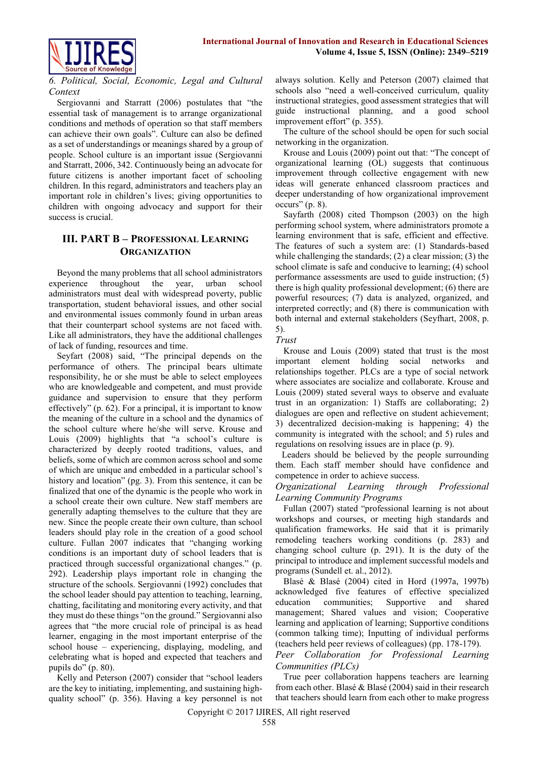*6. Political, Social, Economic, Legal and Cultural Context*

Sergiovanni and Starratt (2006) postulates that "the essential task of management is to arrange organizational conditions and methods of operation so that staff members can achieve their own goals". Culture can also be defined as a set of understandings or meanings shared by a group of people. School culture is an important issue (Sergiovanni and Starratt, 2006, 342. Continuously being an advocate for future citizens is another important facet of schooling children. In this regard, administrators and teachers play an important role in children's lives; giving opportunities to children with ongoing advocacy and support for their success is crucial.

## III. PART B – Professional Learning Organization

Beyond the many problems that all school administrators experience throughout the year, urban school administrators must deal with widespread poverty, public transportation, student behavioral issues, and other social and environmental issues commonly found in urban areas that their counterpart school systems are not faced with. Like all administrators, they have the additional challenges of lack of funding, resources and time.

Seyfart (2008) said, "The principal depends on the performance of others. The principal bears ultimate responsibility, he or she must be able to select employees who are knowledgeable and competent, and must provide guidance and supervision to ensure that they perform effectively" (p. 62). For a principal, it is important to know the meaning of the culture in a school and the dynamics of the school culture where he/she will serve. Krouse and Louis (2009) highlights that "a school's culture is characterized by deeply rooted traditions, values, and beliefs, some of which are common across school and some of which are unique and embedded in a particular school's history and location" (pg. 3). From this sentence, it can be finalized that one of the dynamic is the people who work in a school create their own culture. New staff members are generally adapting themselves to the culture that they are new. Since the people create their own culture, than school leaders should play role in the creation of a good school culture. Fullan 2007 indicates that "changing working conditions is an important duty of school leaders that is practiced through successful organizational changes." (p. 292). Leadership plays important role in changing the structure of the schools. Sergiovanni (1992) concludes that the school leader should pay attention to teaching, learning, chatting, facilitating and monitoring every activity, and that they must do these things "on the ground." Sergiovanni also agrees that "the more crucial role of principal is as head learner, engaging in the most important enterprise of the school house – experiencing, displaying, modeling, and celebrating what is hoped and expected that teachers and pupils do" (p. 80).

Kelly and Peterson (2007) consider that "school leaders are the key to initiating, implementing, and sustaining high-quality school" (p. 356). Having a key personnel is not always solution. Kelly and Peterson (2007) claimed that schools also "need a well-conceived curriculum, quality instructional strategies, good assessment strategies that will guide instructional planning, and a good school improvement effort" (p. 355).

The culture of the school should be open for such social networking in the organization.

Krouse and Louis (2009) point out that: "The concept of organizational learning (OL) suggests that continuous improvement through collective engagement with new ideas will generate enhanced classroom practices and deeper understanding of how organizational improvement occurs" (p. 8).

Sayfarth (2008) cited Thompson (2003) on the high performing school system, where administrators promote a learning environment that is safe, efficient and effective. The features of such a system are: (1) Standards-based while challenging the standards; (2) a clear mission; (3) the school climate is safe and conducive to learning; (4) school performance assessments are used to guide instruction; (5) there is high quality professional development; (6) there are powerful resources; (7) data is analyzed, organized, and interpreted correctly; and (8) there is communication with both internal and external stakeholders (Seyfhart, 2008, p. 5).

*Trust*

Krouse and Louis (2009) stated that trust is the most important element holding social networks and relationships together. PLCs are a type of social network where associates are socialize and collaborate. Krouse and Louis (2009) stated several ways to observe and evaluate trust in an organization: 1) Staffs are collaborating; 2) dialogues are open and reflective on student achievement; 3) decentralized decision-making is happening; 4) the community is integrated with the school; and 5) rules and regulations on resolving issues are in place (p. 9).

Leaders should be believed by the people surrounding them. Each staff member should have confidence and competence in order to achieve success.

*Organizational Learning through Professional Learning Community Programs*

Fullan (2007) stated "professional learning is not about workshops and courses, or meeting high standards and qualification frameworks. He said that it is primarily remodeling teachers working conditions (p. 283) and changing school culture (p. 291). It is the duty of the principal to introduce and implement successful models and programs (Sundell et. al., 2012).

Blasé & Blasé (2004) cited in Hord (1997a, 1997b) acknowledged five features of effective specialized education communities; Supportive and shared management; Shared values and vision; Cooperative learning and application of learning; Supportive conditions (common talking time); Inputting of individual performs (teachers held peer reviews of colleagues) (pp. 178-179).

*Peer Collaboration for Professional Learning Communities (PLCs)*

True peer collaboration happens teachers are learning from each other. Blasé & Blasé (2004) said in their research that teachers should learn from each other to make progress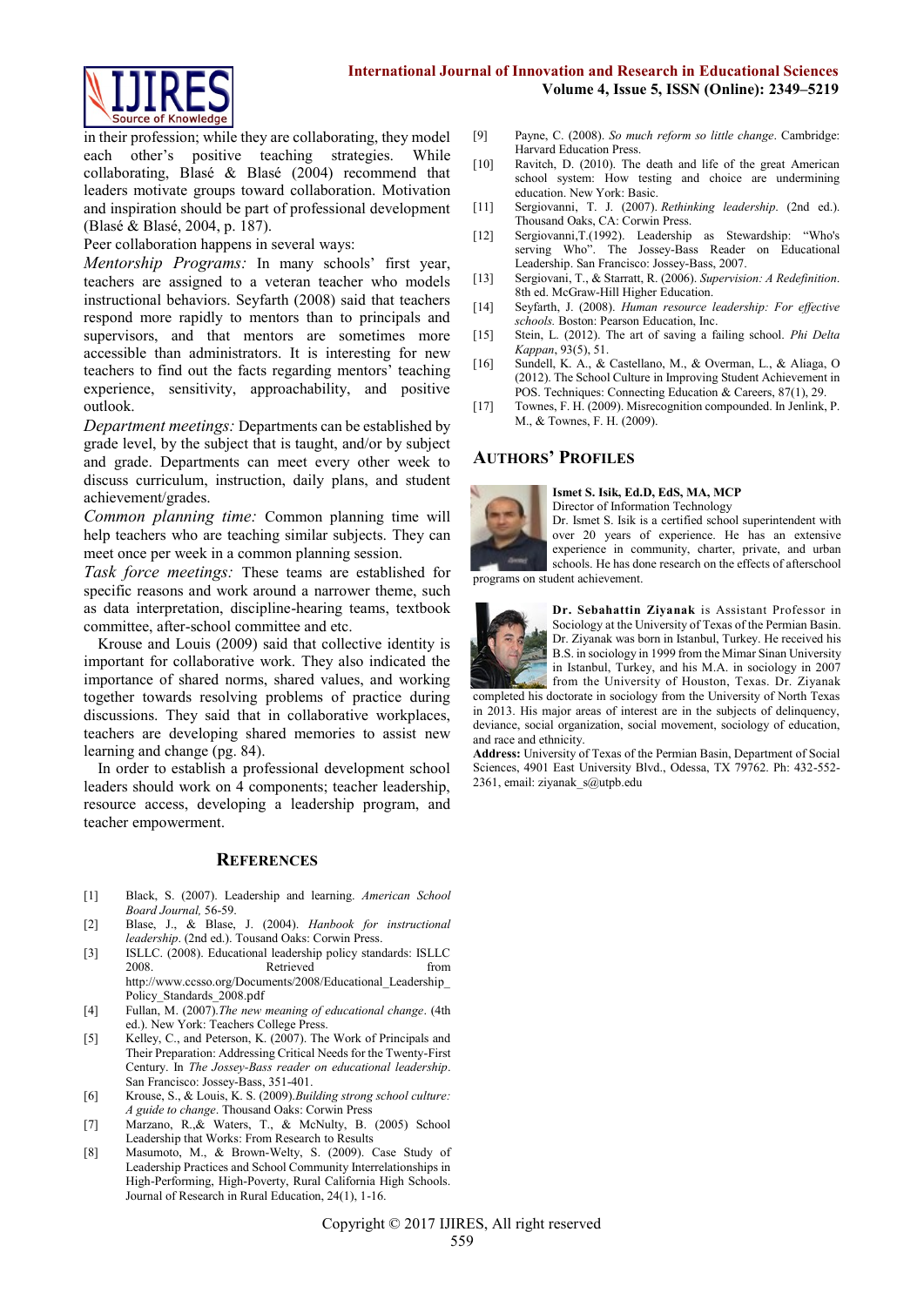in their profession; while they are collaborating, they model each other's positive teaching strategies. While collaborating, Blasé & Blasé (2004) recommend that leaders motivate groups toward collaboration. Motivation and inspiration should be part of professional development (Blasé & Blasé, 2004, p. 187).

Peer collaboration happens in several ways:

*Mentorship Programs:* In many schools' first year, teachers are assigned to a veteran teacher who models instructional behaviors. Seyfarth (2008) said that teachers respond more rapidly to mentors than to principals and supervisors, and that mentors are sometimes more accessible than administrators. It is interesting for new teachers to find out the facts regarding mentors' teaching experience, sensitivity, approachability, and positive outlook.

*Department meetings:* Departments can be established by grade level, by the subject that is taught, and/or by subject and grade. Departments can meet every other week to discuss curriculum, instruction, daily plans, and student achievement/grades.

*Common planning time:* Common planning time will help teachers who are teaching similar subjects. They can meet once per week in a common planning session.

*Task force meetings:* These teams are established for specific reasons and work around a narrower theme, such as data interpretation, discipline-hearing teams, textbook committee, after-school committee and etc.

Krouse and Louis (2009) said that collective identity is important for collaborative work. They also indicated the importance of shared norms, shared values, and working together towards resolving problems of practice during discussions. They said that in collaborative workplaces, teachers are developing shared memories to assist new learning and change (pg. 84).

In order to establish a professional development school leaders should work on 4 components; teacher leadership, resource access, developing a leadership program, and teacher empowerment.

## References

[1] Black, S. (2007). Leadership and learning. *American School Board Journal,* 56-59.

[2] Blase, J., & Blase, J. (2004). *Hanbook for instructional leadership*. (2nd ed.). Tousand Oaks: Corwin Press.

[3] ISLLC. (2008). Educational leadership policy standards: ISLLC 2008. Retrieved from http://www.ccsso.org/Documents/2008/Educational_Leadership_Policy_Standards_2008.pdf

[4] Fullan, M. (2007).*The new meaning of educational change*. (4th ed.). New York: Teachers College Press.

[5] Kelley, C., and Peterson, K. (2007). The Work of Principals and Their Preparation: Addressing Critical Needs for the Twenty-First Century. In *The Jossey-Bass reader on educational leadership*. San Francisco: Jossey-Bass, 351-401.

[6] Krouse, S., & Louis, K. S. (2009).*Building strong school culture: A guide to change*. Thousand Oaks: Corwin Press

[7] Marzano, R.,& Waters, T., & McNulty, B. (2005) School Leadership that Works: From Research to Results

[8] Masumoto, M., & Brown-Welty, S. (2009). Case Study of Leadership Practices and School Community Interrelationships in High-Performing, High-Poverty, Rural California High Schools. Journal of Research in Rural Education, 24(1), 1-16.

[9] Payne, C. (2008). *So much reform so little change*. Cambridge: Harvard Education Press.

[10] Ravitch, D. (2010). The death and life of the great American school system: How testing and choice are undermining education. New York: Basic.

[11] Sergiovanni, T. J. (2007). *Rethinking leadership*. (2nd ed.). Thousand Oaks, CA: Corwin Press.

[12] Sergiovanni,T.(1992). Leadership as Stewardship: "Who's serving Who". The Jossey-Bass Reader on Educational Leadership. San Francisco: Jossey-Bass, 2007.

[13] Sergiovani, T., & Starratt, R. (2006). *Supervision: A Redefinition*. 8th ed. McGraw-Hill Higher Education.

[14] Seyfarth, J. (2008). *Human resource leadership: For effective schools.* Boston: Pearson Education, Inc.

[15] Stein, L. (2012). The art of saving a failing school. *Phi Delta Kappan*, 93(5), 51.

[16] Sundell, K. A., & Castellano, M., & Overman, L., & Aliaga, O (2012). The School Culture in Improving Student Achievement in POS. Techniques: Connecting Education & Careers, 87(1), 29.

[17] Townes, F. H. (2009). Misrecognition compounded. In Jenlink, P. M., & Townes, F. H. (2009).

## Authors' Profiles

**Ismet S. Isik, Ed.D, EdS, MA, MCP**
Director of Information Technology
Dr. Ismet S. Isik is a certified school superintendent with over 20 years of experience. He has an extensive experience in community, charter, private, and urban schools. He has done research on the effects of afterschool programs on student achievement.

**Dr. Sebahattin Ziyanak** is Assistant Professor in Sociology at the University of Texas of the Permian Basin. Dr. Ziyanak was born in Istanbul, Turkey. He received his B.S. in sociology in 1999 from the Mimar Sinan University in Istanbul, Turkey, and his M.A. in sociology in 2007 from the University of Houston, Texas. Dr. Ziyanak completed his doctorate in sociology from the University of North Texas in 2013. His major areas of interest are in the subjects of delinquency, deviance, social organization, social movement, sociology of education, and race and ethnicity.

**Address:** University of Texas of the Permian Basin, Department of Social Sciences, 4901 East University Blvd., Odessa, TX 79762. Ph: 432-552-2361, email: ziyanak_s@utpb.edu